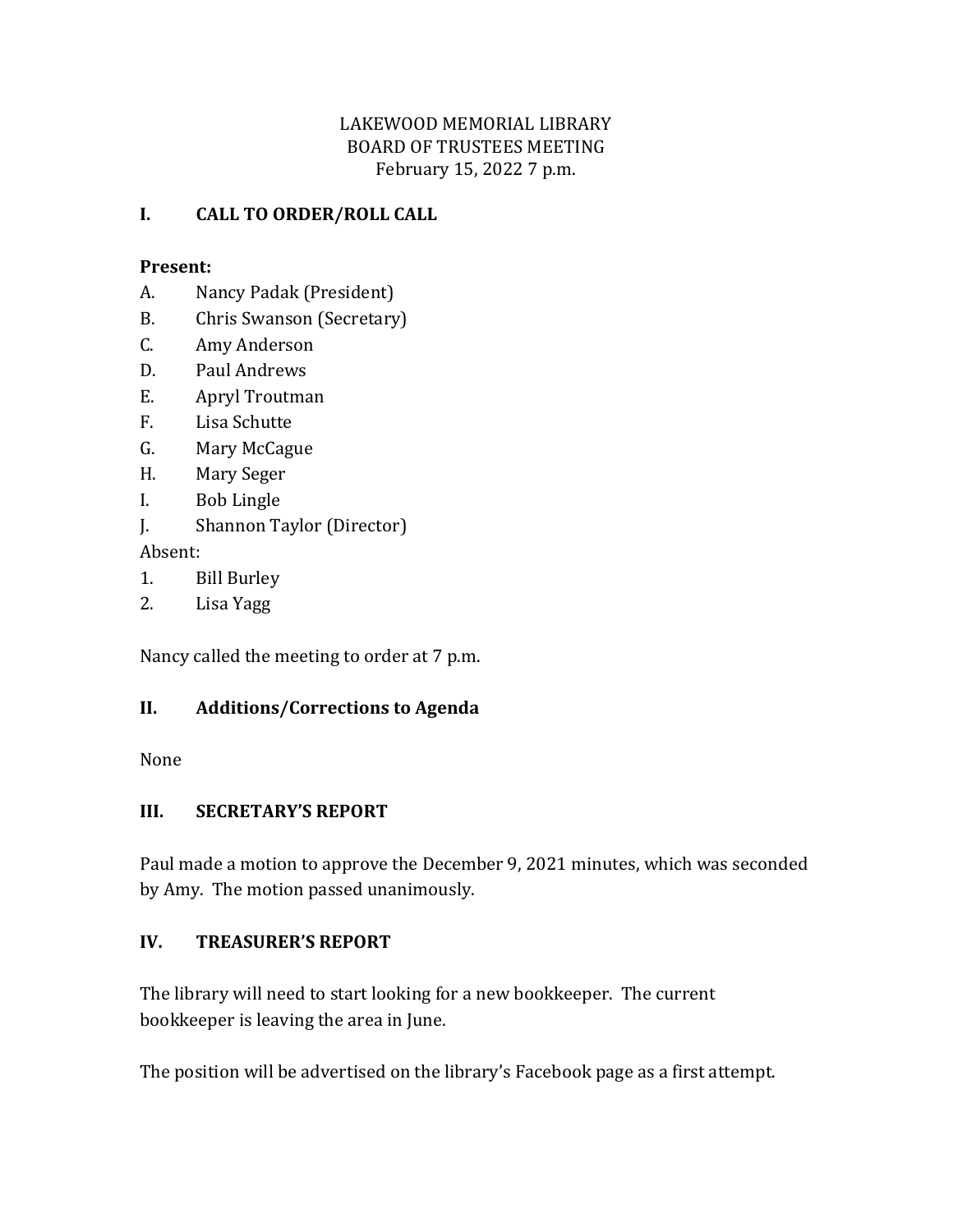LAKEWOOD MEMORIAL LIBRARY
BOARD OF TRUSTEES MEETING
February 15, 2022 7 p.m.

## I. CALL TO ORDER/ROLL CALL

**Present:**

A. Nancy Padak (President)
B. Chris Swanson (Secretary)
C. Amy Anderson
D. Paul Andrews
E. Apryl Troutman
F. Lisa Schutte
G. Mary McCague
H. Mary Seger
I. Bob Lingle
J. Shannon Taylor (Director)

Absent:

1. Bill Burley
2. Lisa Yagg

Nancy called the meeting to order at 7 p.m.

## II. Additions/Corrections to Agenda

None

## III. SECRETARY'S REPORT

Paul made a motion to approve the December 9, 2021 minutes, which was seconded by Amy. The motion passed unanimously.

## IV. TREASURER'S REPORT

The library will need to start looking for a new bookkeeper. The current bookkeeper is leaving the area in June.

The position will be advertised on the library's Facebook page as a first attempt.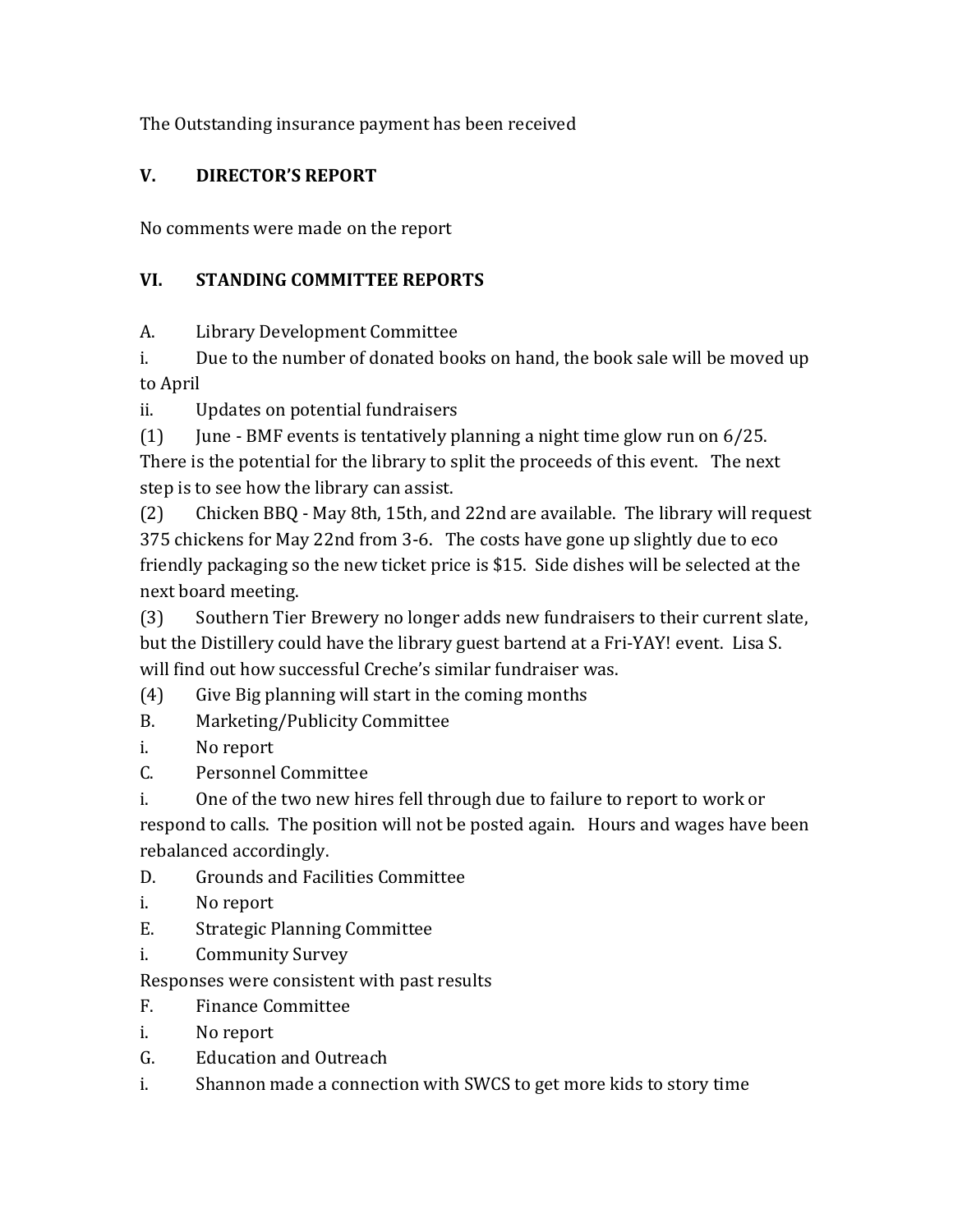The Outstanding insurance payment has been received

## V. DIRECTOR'S REPORT

No comments were made on the report

## VI. STANDING COMMITTEE REPORTS

A. Library Development Committee

i. Due to the number of donated books on hand, the book sale will be moved up to April

ii. Updates on potential fundraisers

(1) June - BMF events is tentatively planning a night time glow run on 6/25. There is the potential for the library to split the proceeds of this event. The next step is to see how the library can assist.

(2) Chicken BBQ - May 8th, 15th, and 22nd are available. The library will request 375 chickens for May 22nd from 3-6. The costs have gone up slightly due to eco friendly packaging so the new ticket price is $15. Side dishes will be selected at the next board meeting.

(3) Southern Tier Brewery no longer adds new fundraisers to their current slate, but the Distillery could have the library guest bartend at a Fri-YAY! event. Lisa S. will find out how successful Creche's similar fundraiser was.

(4) Give Big planning will start in the coming months

B. Marketing/Publicity Committee

i. No report

C. Personnel Committee

i. One of the two new hires fell through due to failure to report to work or respond to calls. The position will not be posted again. Hours and wages have been rebalanced accordingly.

D. Grounds and Facilities Committee

i. No report

E. Strategic Planning Committee

i. Community Survey

Responses were consistent with past results

F. Finance Committee

i. No report

G. Education and Outreach

i. Shannon made a connection with SWCS to get more kids to story time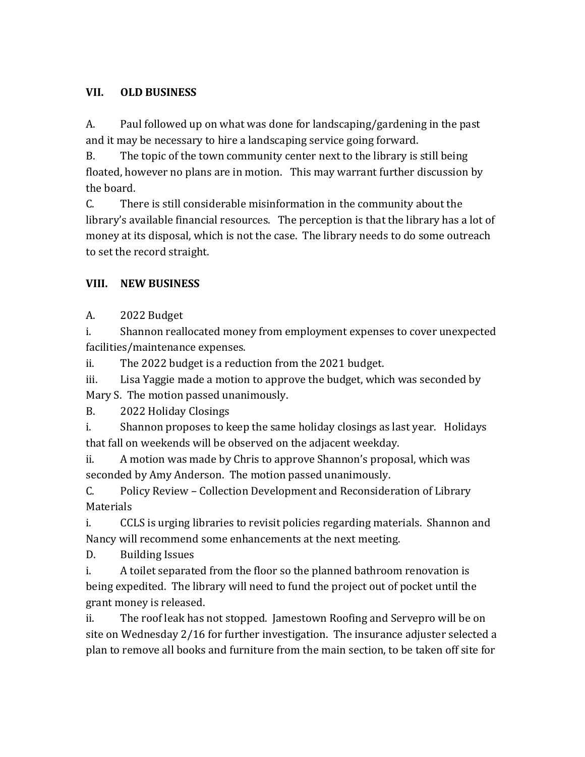## VII. OLD BUSINESS

A. Paul followed up on what was done for landscaping/gardening in the past and it may be necessary to hire a landscaping service going forward.

B. The topic of the town community center next to the library is still being floated, however no plans are in motion. This may warrant further discussion by the board.

C. There is still considerable misinformation in the community about the library's available financial resources. The perception is that the library has a lot of money at its disposal, which is not the case. The library needs to do some outreach to set the record straight.

## VIII. NEW BUSINESS

A. 2022 Budget

i. Shannon reallocated money from employment expenses to cover unexpected facilities/maintenance expenses.

ii. The 2022 budget is a reduction from the 2021 budget.

iii. Lisa Yaggie made a motion to approve the budget, which was seconded by Mary S. The motion passed unanimously.

B. 2022 Holiday Closings

i. Shannon proposes to keep the same holiday closings as last year. Holidays that fall on weekends will be observed on the adjacent weekday.

ii. A motion was made by Chris to approve Shannon's proposal, which was seconded by Amy Anderson. The motion passed unanimously.

C. Policy Review – Collection Development and Reconsideration of Library Materials

i. CCLS is urging libraries to revisit policies regarding materials. Shannon and Nancy will recommend some enhancements at the next meeting.

D. Building Issues

i. A toilet separated from the floor so the planned bathroom renovation is being expedited. The library will need to fund the project out of pocket until the grant money is released.

ii. The roof leak has not stopped. Jamestown Roofing and Servepro will be on site on Wednesday 2/16 for further investigation. The insurance adjuster selected a plan to remove all books and furniture from the main section, to be taken off site for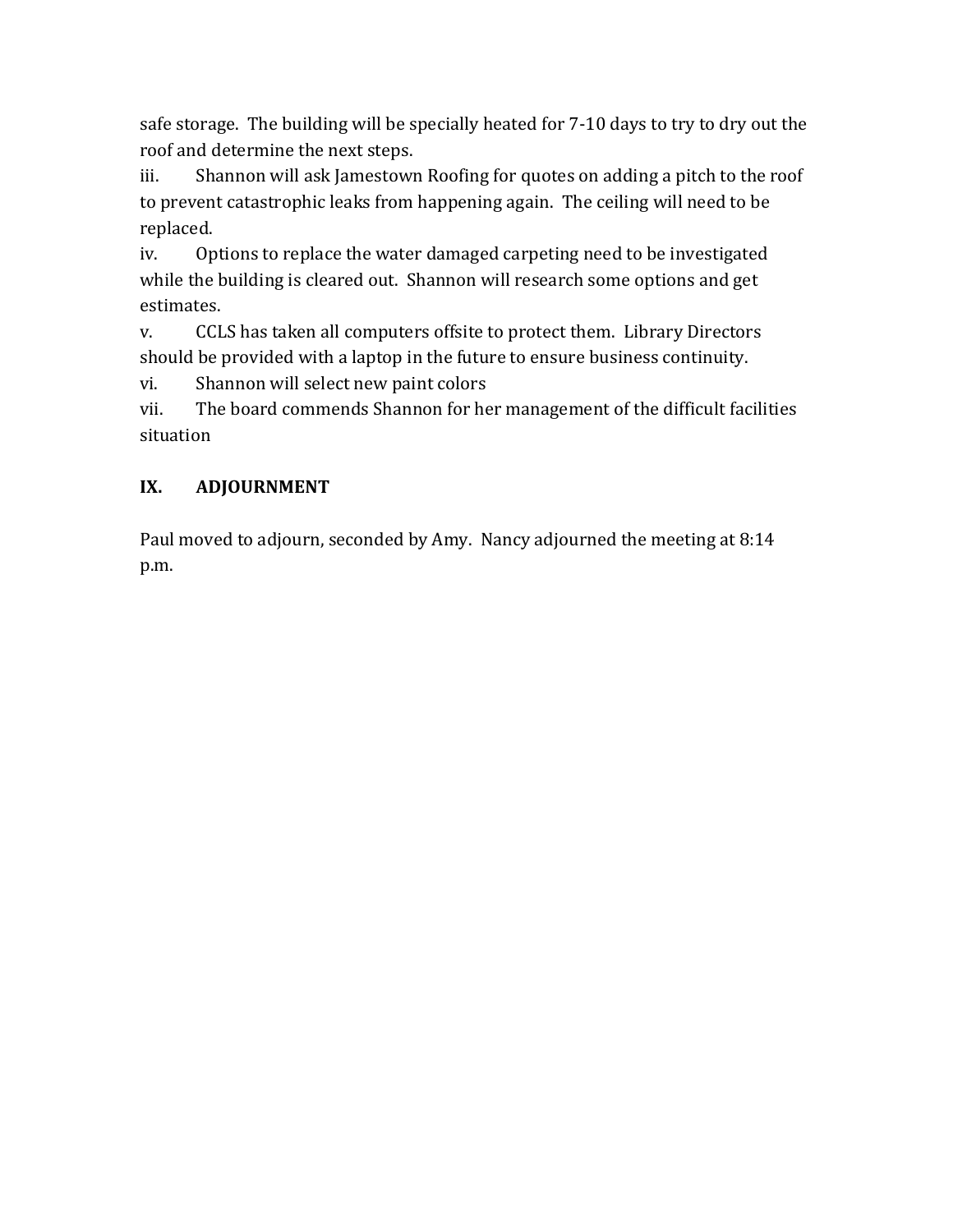safe storage. The building will be specially heated for 7-10 days to try to dry out the roof and determine the next steps.

iii. Shannon will ask Jamestown Roofing for quotes on adding a pitch to the roof to prevent catastrophic leaks from happening again. The ceiling will need to be replaced.

iv. Options to replace the water damaged carpeting need to be investigated while the building is cleared out. Shannon will research some options and get estimates.

v. CCLS has taken all computers offsite to protect them. Library Directors should be provided with a laptop in the future to ensure business continuity.

vi. Shannon will select new paint colors

vii. The board commends Shannon for her management of the difficult facilities situation

## IX. ADJOURNMENT

Paul moved to adjourn, seconded by Amy. Nancy adjourned the meeting at 8:14 p.m.